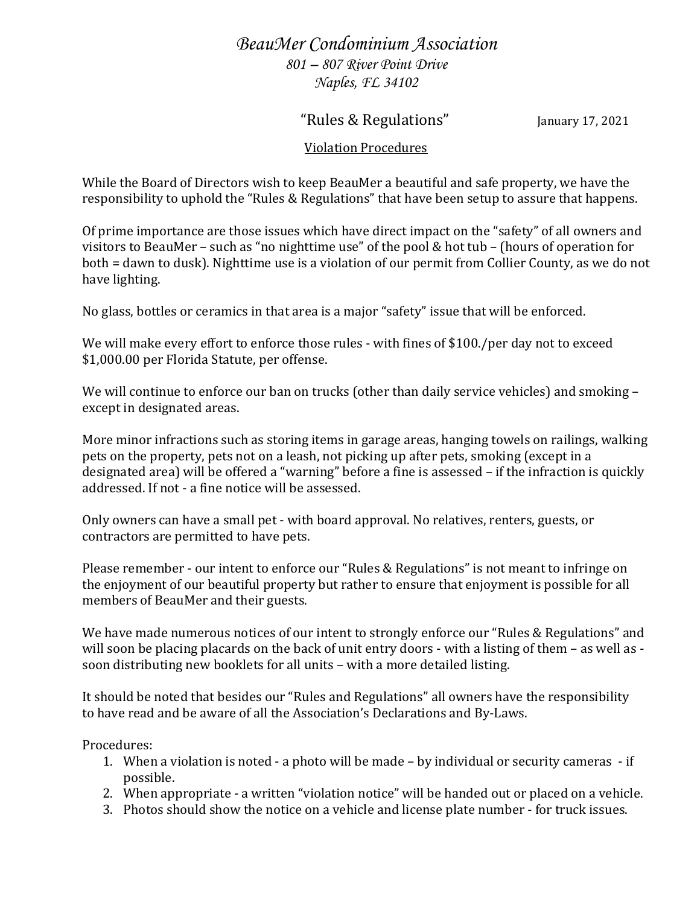# *BeauMer Condominium Association*

*801 – 807 River Point Drive*
*Naples, FL 34102*

## "Rules & Regulations"

January 17, 2021

### Violation Procedures

While the Board of Directors wish to keep BeauMer a beautiful and safe property, we have the responsibility to uphold the "Rules & Regulations" that have been setup to assure that happens.

Of prime importance are those issues which have direct impact on the "safety" of all owners and visitors to BeauMer – such as "no nighttime use" of the pool & hot tub – (hours of operation for both = dawn to dusk). Nighttime use is a violation of our permit from Collier County, as we do not have lighting.

No glass, bottles or ceramics in that area is a major "safety" issue that will be enforced.

We will make every effort to enforce those rules - with fines of $100./per day not to exceed $1,000.00 per Florida Statute, per offense.

We will continue to enforce our ban on trucks (other than daily service vehicles) and smoking – except in designated areas.

More minor infractions such as storing items in garage areas, hanging towels on railings, walking pets on the property, pets not on a leash, not picking up after pets, smoking (except in a designated area) will be offered a "warning" before a fine is assessed – if the infraction is quickly addressed. If not - a fine notice will be assessed.

Only owners can have a small pet - with board approval. No relatives, renters, guests, or contractors are permitted to have pets.

Please remember - our intent to enforce our "Rules & Regulations" is not meant to infringe on the enjoyment of our beautiful property but rather to ensure that enjoyment is possible for all members of BeauMer and their guests.

We have made numerous notices of our intent to strongly enforce our "Rules & Regulations" and will soon be placing placards on the back of unit entry doors - with a listing of them – as well as - soon distributing new booklets for all units – with a more detailed listing.

It should be noted that besides our "Rules and Regulations" all owners have the responsibility to have read and be aware of all the Association's Declarations and By-Laws.

Procedures:

1. When a violation is noted - a photo will be made – by individual or security cameras - if possible.
2. When appropriate - a written "violation notice" will be handed out or placed on a vehicle.
3. Photos should show the notice on a vehicle and license plate number - for truck issues.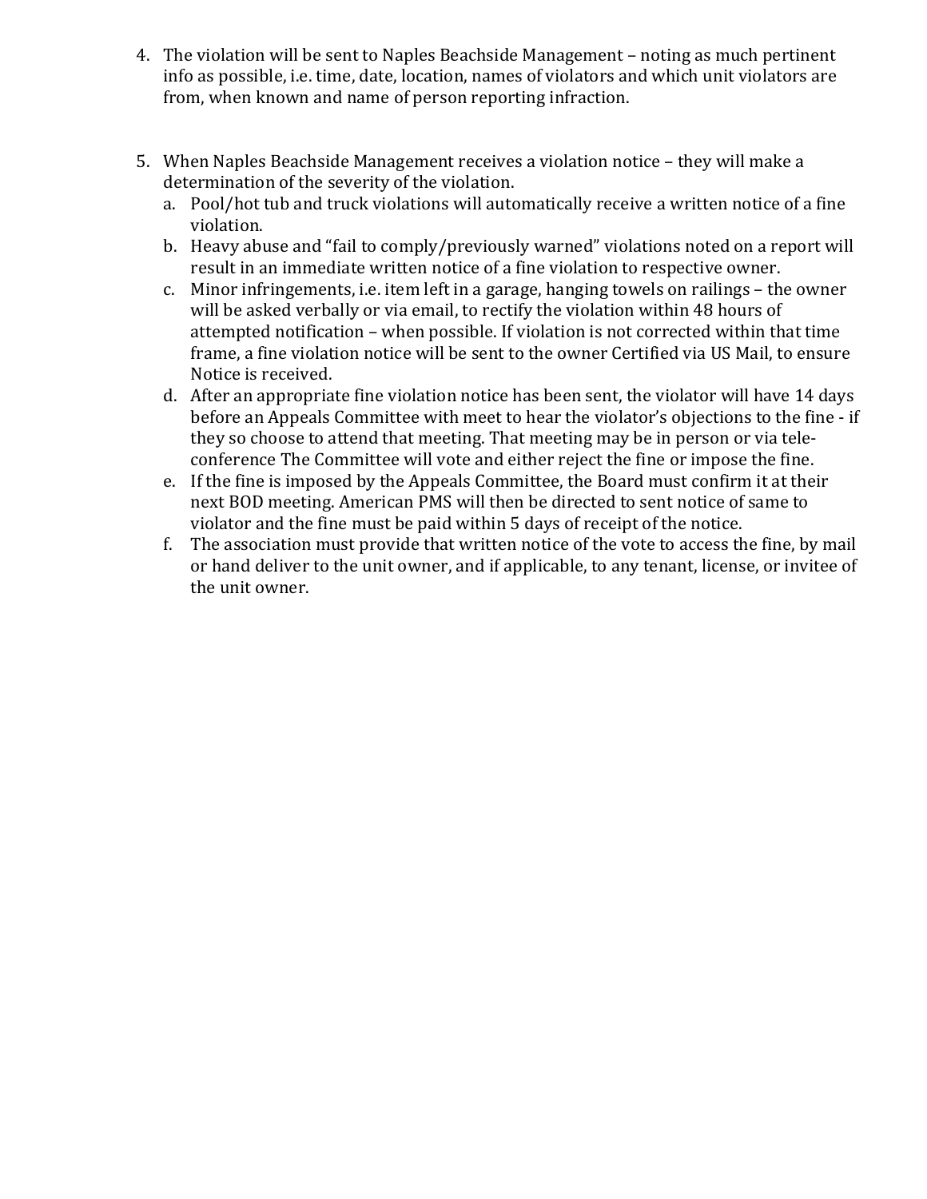4. The violation will be sent to Naples Beachside Management – noting as much pertinent info as possible, i.e. time, date, location, names of violators and which unit violators are from, when known and name of person reporting infraction.

5. When Naples Beachside Management receives a violation notice – they will make a determination of the severity of the violation.
   a. Pool/hot tub and truck violations will automatically receive a written notice of a fine violation.
   b. Heavy abuse and "fail to comply/previously warned" violations noted on a report will result in an immediate written notice of a fine violation to respective owner.
   c. Minor infringements, i.e. item left in a garage, hanging towels on railings – the owner will be asked verbally or via email, to rectify the violation within 48 hours of attempted notification – when possible. If violation is not corrected within that time frame, a fine violation notice will be sent to the owner Certified via US Mail, to ensure Notice is received.
   d. After an appropriate fine violation notice has been sent, the violator will have 14 days before an Appeals Committee with meet to hear the violator's objections to the fine - if they so choose to attend that meeting. That meeting may be in person or via tele-conference The Committee will vote and either reject the fine or impose the fine.
   e. If the fine is imposed by the Appeals Committee, the Board must confirm it at their next BOD meeting. American PMS will then be directed to sent notice of same to violator and the fine must be paid within 5 days of receipt of the notice.
   f. The association must provide that written notice of the vote to access the fine, by mail or hand deliver to the unit owner, and if applicable, to any tenant, license, or invitee of the unit owner.